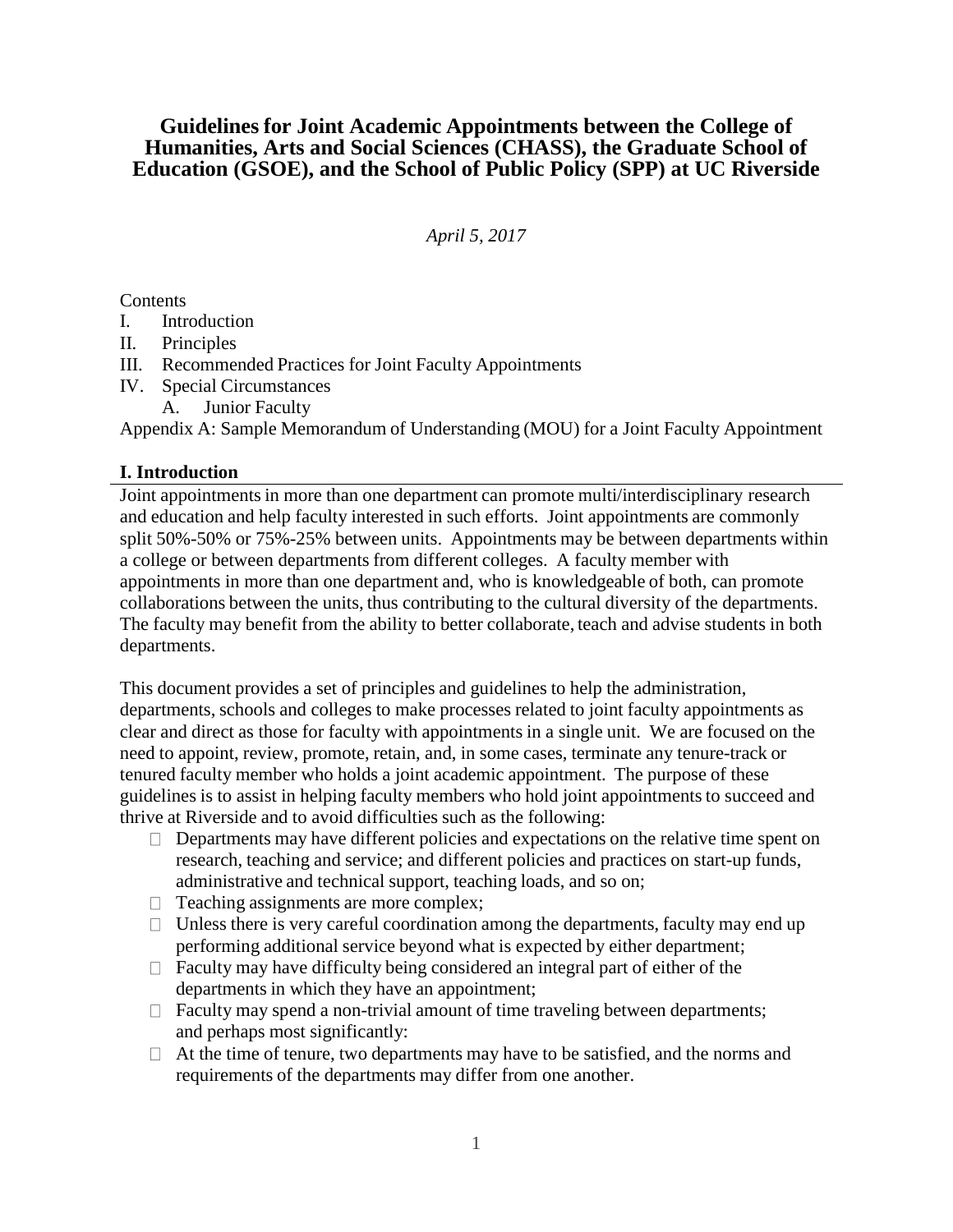# Guidelines for Joint Academic Appointments between the College of Humanities, Arts and Social Sciences (CHASS), the Graduate School of Education (GSOE), and the School of Public Policy (SPP) at UC Riverside

*April 5, 2017*

Contents

I. Introduction
II. Principles
III. Recommended Practices for Joint Faculty Appointments
IV. Special Circumstances
  A. Junior Faculty

Appendix A: Sample Memorandum of Understanding (MOU) for a Joint Faculty Appointment

## I. Introduction

Joint appointments in more than one department can promote multi/interdisciplinary research and education and help faculty interested in such efforts. Joint appointments are commonly split 50%-50% or 75%-25% between units. Appointments may be between departments within a college or between departments from different colleges. A faculty member with appointments in more than one department and, who is knowledgeable of both, can promote collaborations between the units, thus contributing to the cultural diversity of the departments. The faculty may benefit from the ability to better collaborate, teach and advise students in both departments.

This document provides a set of principles and guidelines to help the administration, departments, schools and colleges to make processes related to joint faculty appointments as clear and direct as those for faculty with appointments in a single unit. We are focused on the need to appoint, review, promote, retain, and, in some cases, terminate any tenure-track or tenured faculty member who holds a joint academic appointment. The purpose of these guidelines is to assist in helping faculty members who hold joint appointments to succeed and thrive at Riverside and to avoid difficulties such as the following:

- Departments may have different policies and expectations on the relative time spent on research, teaching and service; and different policies and practices on start-up funds, administrative and technical support, teaching loads, and so on;
- Teaching assignments are more complex;
- Unless there is very careful coordination among the departments, faculty may end up performing additional service beyond what is expected by either department;
- Faculty may have difficulty being considered an integral part of either of the departments in which they have an appointment;
- Faculty may spend a non-trivial amount of time traveling between departments; and perhaps most significantly:
- At the time of tenure, two departments may have to be satisfied, and the norms and requirements of the departments may differ from one another.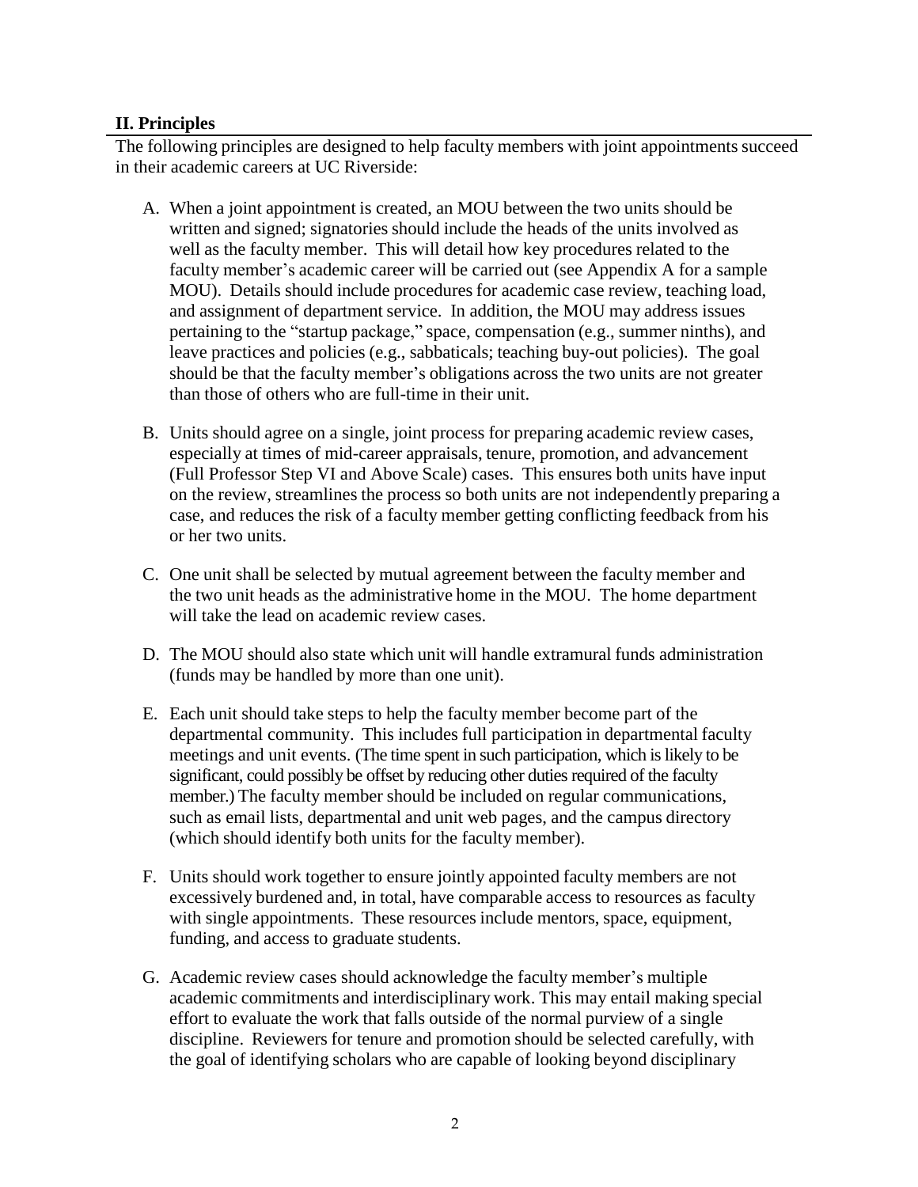## II. Principles

The following principles are designed to help faculty members with joint appointments succeed in their academic careers at UC Riverside:

A. When a joint appointment is created, an MOU between the two units should be written and signed; signatories should include the heads of the units involved as well as the faculty member. This will detail how key procedures related to the faculty member's academic career will be carried out (see Appendix A for a sample MOU). Details should include procedures for academic case review, teaching load, and assignment of department service. In addition, the MOU may address issues pertaining to the "startup package," space, compensation (e.g., summer ninths), and leave practices and policies (e.g., sabbaticals; teaching buy-out policies). The goal should be that the faculty member's obligations across the two units are not greater than those of others who are full-time in their unit.

B. Units should agree on a single, joint process for preparing academic review cases, especially at times of mid-career appraisals, tenure, promotion, and advancement (Full Professor Step VI and Above Scale) cases. This ensures both units have input on the review, streamlines the process so both units are not independently preparing a case, and reduces the risk of a faculty member getting conflicting feedback from his or her two units.

C. One unit shall be selected by mutual agreement between the faculty member and the two unit heads as the administrative home in the MOU. The home department will take the lead on academic review cases.

D. The MOU should also state which unit will handle extramural funds administration (funds may be handled by more than one unit).

E. Each unit should take steps to help the faculty member become part of the departmental community. This includes full participation in departmental faculty meetings and unit events. (The time spent in such participation, which is likely to be significant, could possibly be offset by reducing other duties required of the faculty member.) The faculty member should be included on regular communications, such as email lists, departmental and unit web pages, and the campus directory (which should identify both units for the faculty member).

F. Units should work together to ensure jointly appointed faculty members are not excessively burdened and, in total, have comparable access to resources as faculty with single appointments. These resources include mentors, space, equipment, funding, and access to graduate students.

G. Academic review cases should acknowledge the faculty member's multiple academic commitments and interdisciplinary work. This may entail making special effort to evaluate the work that falls outside of the normal purview of a single discipline. Reviewers for tenure and promotion should be selected carefully, with the goal of identifying scholars who are capable of looking beyond disciplinary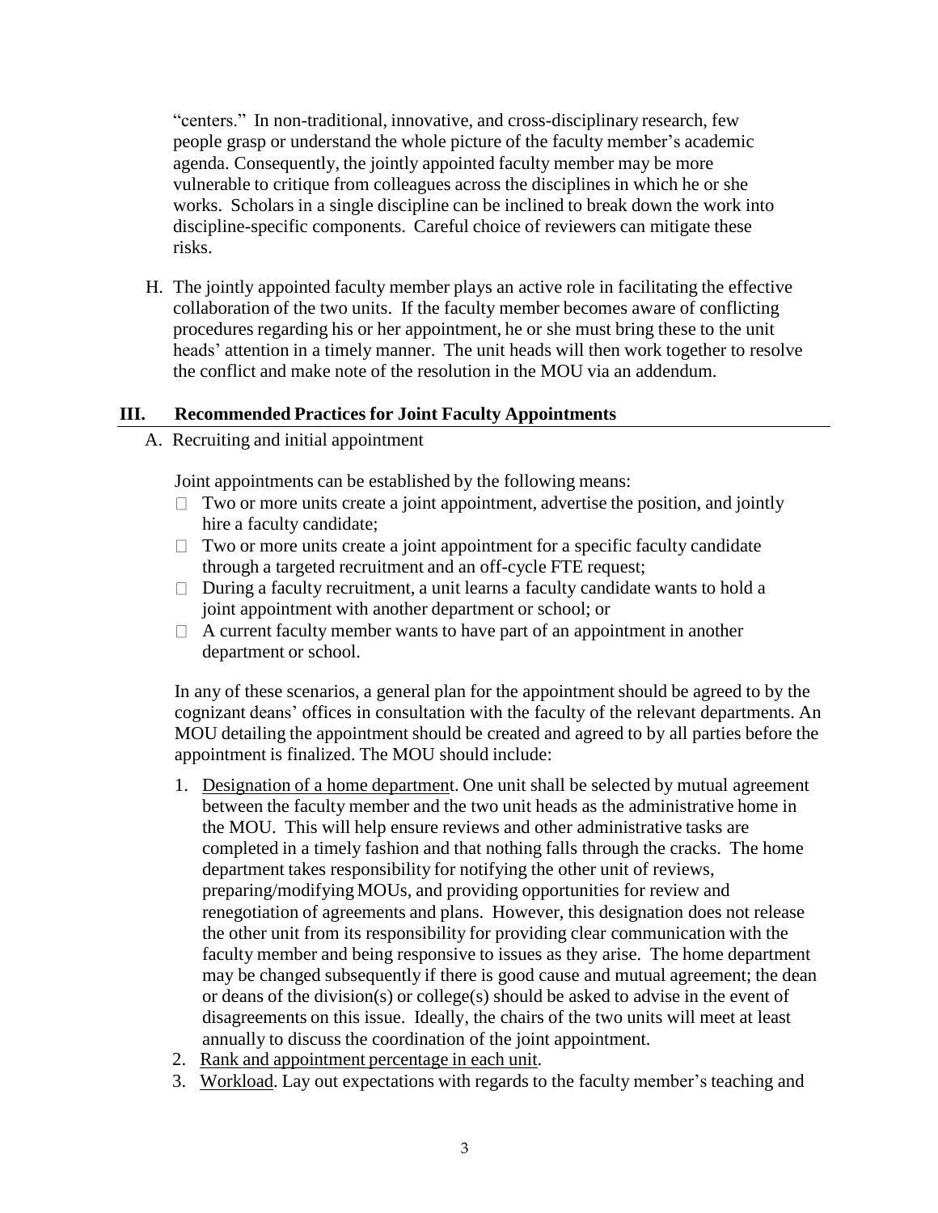"centers." In non-traditional, innovative, and cross-disciplinary research, few people grasp or understand the whole picture of the faculty member's academic agenda. Consequently, the jointly appointed faculty member may be more vulnerable to critique from colleagues across the disciplines in which he or she works. Scholars in a single discipline can be inclined to break down the work into discipline-specific components. Careful choice of reviewers can mitigate these risks.

H. The jointly appointed faculty member plays an active role in facilitating the effective collaboration of the two units. If the faculty member becomes aware of conflicting procedures regarding his or her appointment, he or she must bring these to the unit heads' attention in a timely manner. The unit heads will then work together to resolve the conflict and make note of the resolution in the MOU via an addendum.

## III. Recommended Practices for Joint Faculty Appointments

A. Recruiting and initial appointment

Joint appointments can be established by the following means:

- Two or more units create a joint appointment, advertise the position, and jointly hire a faculty candidate;
- Two or more units create a joint appointment for a specific faculty candidate through a targeted recruitment and an off-cycle FTE request;
- During a faculty recruitment, a unit learns a faculty candidate wants to hold a joint appointment with another department or school; or
- A current faculty member wants to have part of an appointment in another department or school.

In any of these scenarios, a general plan for the appointment should be agreed to by the cognizant deans' offices in consultation with the faculty of the relevant departments. An MOU detailing the appointment should be created and agreed to by all parties before the appointment is finalized. The MOU should include:

1. <u>Designation of a home department</u>. One unit shall be selected by mutual agreement between the faculty member and the two unit heads as the administrative home in the MOU. This will help ensure reviews and other administrative tasks are completed in a timely fashion and that nothing falls through the cracks. The home department takes responsibility for notifying the other unit of reviews, preparing/modifying MOUs, and providing opportunities for review and renegotiation of agreements and plans. However, this designation does not release the other unit from its responsibility for providing clear communication with the faculty member and being responsive to issues as they arise. The home department may be changed subsequently if there is good cause and mutual agreement; the dean or deans of the division(s) or college(s) should be asked to advise in the event of disagreements on this issue. Ideally, the chairs of the two units will meet at least annually to discuss the coordination of the joint appointment.
2. <u>Rank and appointment percentage in each unit</u>.
3. <u>Workload</u>. Lay out expectations with regards to the faculty member's teaching and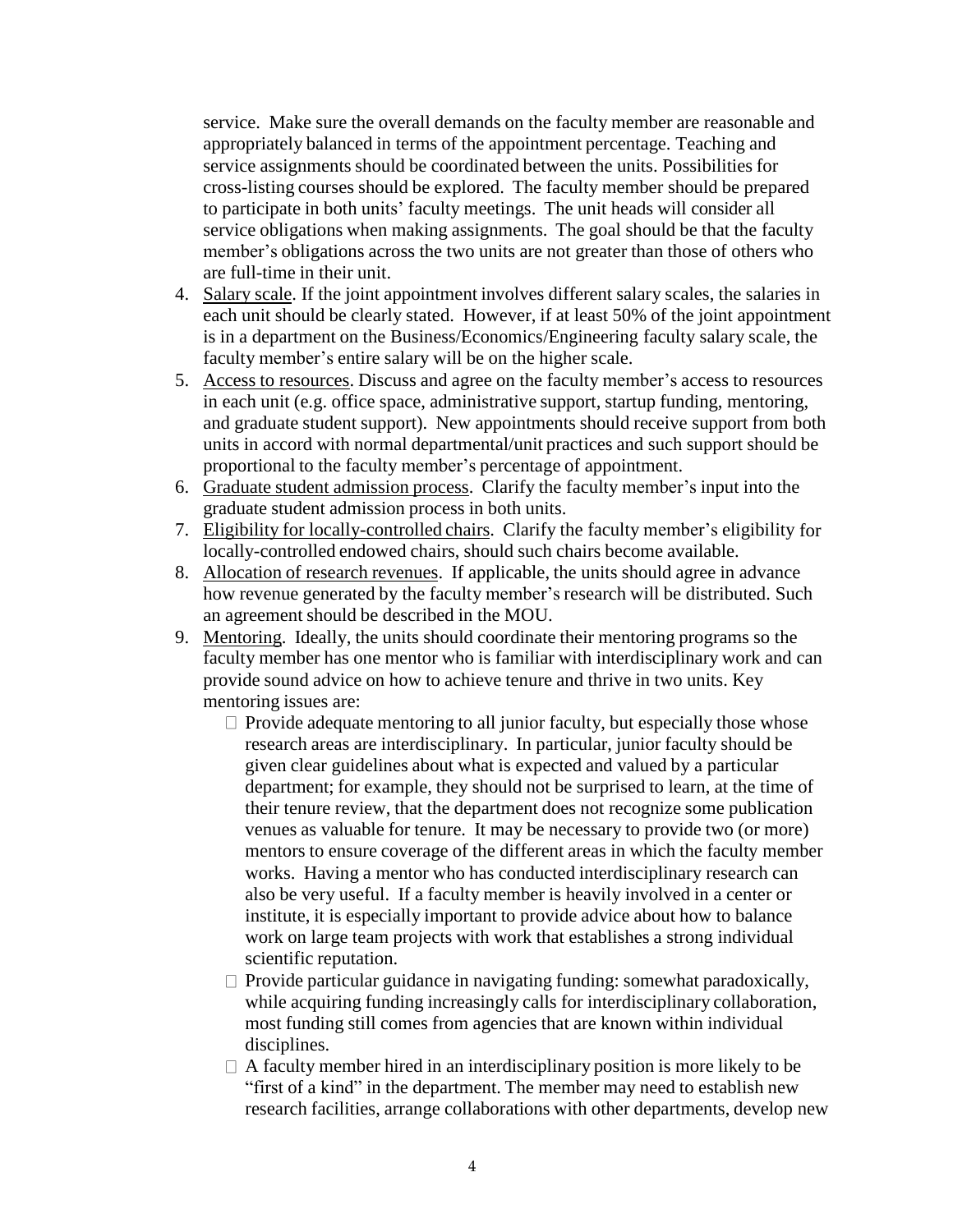service. Make sure the overall demands on the faculty member are reasonable and appropriately balanced in terms of the appointment percentage. Teaching and service assignments should be coordinated between the units. Possibilities for cross-listing courses should be explored. The faculty member should be prepared to participate in both units' faculty meetings. The unit heads will consider all service obligations when making assignments. The goal should be that the faculty member's obligations across the two units are not greater than those of others who are full-time in their unit.

4. Salary scale. If the joint appointment involves different salary scales, the salaries in each unit should be clearly stated. However, if at least 50% of the joint appointment is in a department on the Business/Economics/Engineering faculty salary scale, the faculty member's entire salary will be on the higher scale.
5. Access to resources. Discuss and agree on the faculty member's access to resources in each unit (e.g. office space, administrative support, startup funding, mentoring, and graduate student support). New appointments should receive support from both units in accord with normal departmental/unit practices and such support should be proportional to the faculty member's percentage of appointment.
6. Graduate student admission process. Clarify the faculty member's input into the graduate student admission process in both units.
7. Eligibility for locally-controlled chairs. Clarify the faculty member's eligibility for locally-controlled endowed chairs, should such chairs become available.
8. Allocation of research revenues. If applicable, the units should agree in advance how revenue generated by the faculty member's research will be distributed. Such an agreement should be described in the MOU.
9. Mentoring. Ideally, the units should coordinate their mentoring programs so the faculty member has one mentor who is familiar with interdisciplinary work and can provide sound advice on how to achieve tenure and thrive in two units. Key mentoring issues are:
   - Provide adequate mentoring to all junior faculty, but especially those whose research areas are interdisciplinary. In particular, junior faculty should be given clear guidelines about what is expected and valued by a particular department; for example, they should not be surprised to learn, at the time of their tenure review, that the department does not recognize some publication venues as valuable for tenure. It may be necessary to provide two (or more) mentors to ensure coverage of the different areas in which the faculty member works. Having a mentor who has conducted interdisciplinary research can also be very useful. If a faculty member is heavily involved in a center or institute, it is especially important to provide advice about how to balance work on large team projects with work that establishes a strong individual scientific reputation.
   - Provide particular guidance in navigating funding: somewhat paradoxically, while acquiring funding increasingly calls for interdisciplinary collaboration, most funding still comes from agencies that are known within individual disciplines.
   - A faculty member hired in an interdisciplinary position is more likely to be "first of a kind" in the department. The member may need to establish new research facilities, arrange collaborations with other departments, develop new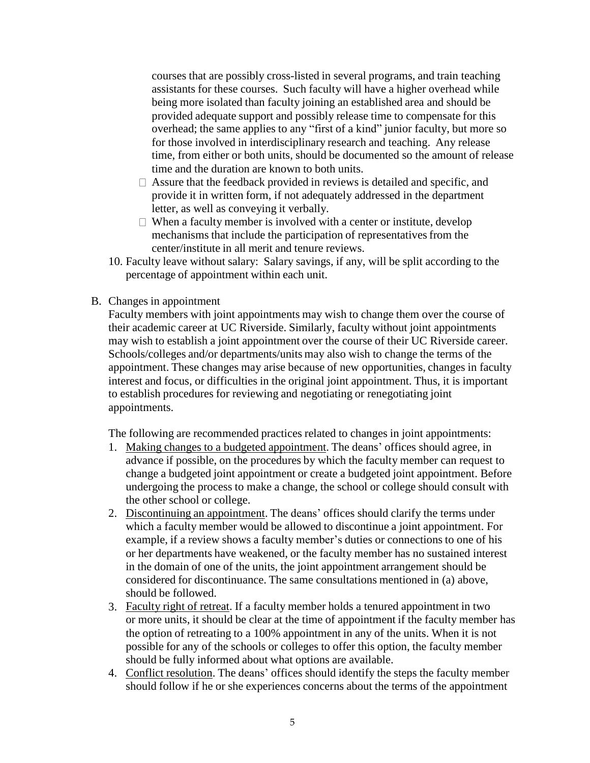courses that are possibly cross-listed in several programs, and train teaching assistants for these courses. Such faculty will have a higher overhead while being more isolated than faculty joining an established area and should be provided adequate support and possibly release time to compensate for this overhead; the same applies to any "first of a kind" junior faculty, but more so for those involved in interdisciplinary research and teaching. Any release time, from either or both units, should be documented so the amount of release time and the duration are known to both units.

- Assure that the feedback provided in reviews is detailed and specific, and provide it in written form, if not adequately addressed in the department letter, as well as conveying it verbally.
- When a faculty member is involved with a center or institute, develop mechanisms that include the participation of representatives from the center/institute in all merit and tenure reviews.

10. Faculty leave without salary: Salary savings, if any, will be split according to the percentage of appointment within each unit.

B. Changes in appointment

Faculty members with joint appointments may wish to change them over the course of their academic career at UC Riverside. Similarly, faculty without joint appointments may wish to establish a joint appointment over the course of their UC Riverside career. Schools/colleges and/or departments/units may also wish to change the terms of the appointment. These changes may arise because of new opportunities, changes in faculty interest and focus, or difficulties in the original joint appointment. Thus, it is important to establish procedures for reviewing and negotiating or renegotiating joint appointments.

The following are recommended practices related to changes in joint appointments:

1. Making changes to a budgeted appointment. The deans' offices should agree, in advance if possible, on the procedures by which the faculty member can request to change a budgeted joint appointment or create a budgeted joint appointment. Before undergoing the process to make a change, the school or college should consult with the other school or college.
2. Discontinuing an appointment. The deans' offices should clarify the terms under which a faculty member would be allowed to discontinue a joint appointment. For example, if a review shows a faculty member's duties or connections to one of his or her departments have weakened, or the faculty member has no sustained interest in the domain of one of the units, the joint appointment arrangement should be considered for discontinuance. The same consultations mentioned in (a) above, should be followed.
3. Faculty right of retreat. If a faculty member holds a tenured appointment in two or more units, it should be clear at the time of appointment if the faculty member has the option of retreating to a 100% appointment in any of the units. When it is not possible for any of the schools or colleges to offer this option, the faculty member should be fully informed about what options are available.
4. Conflict resolution. The deans' offices should identify the steps the faculty member should follow if he or she experiences concerns about the terms of the appointment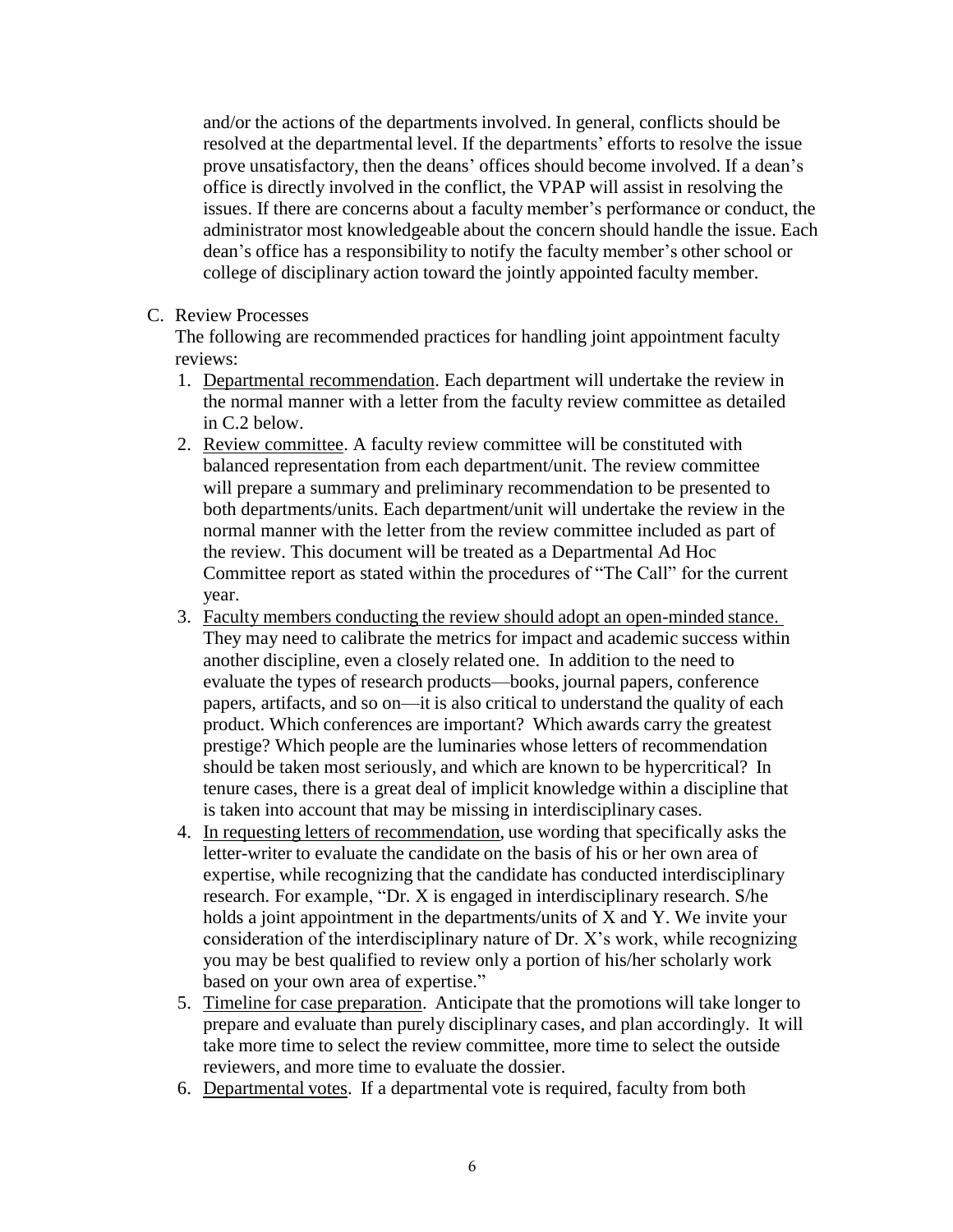and/or the actions of the departments involved. In general, conflicts should be resolved at the departmental level. If the departments' efforts to resolve the issue prove unsatisfactory, then the deans' offices should become involved. If a dean's office is directly involved in the conflict, the VPAP will assist in resolving the issues. If there are concerns about a faculty member's performance or conduct, the administrator most knowledgeable about the concern should handle the issue. Each dean's office has a responsibility to notify the faculty member's other school or college of disciplinary action toward the jointly appointed faculty member.

C. Review Processes

The following are recommended practices for handling joint appointment faculty reviews:

1. <u>Departmental recommendation</u>. Each department will undertake the review in the normal manner with a letter from the faculty review committee as detailed in C.2 below.
2. <u>Review committee</u>. A faculty review committee will be constituted with balanced representation from each department/unit. The review committee will prepare a summary and preliminary recommendation to be presented to both departments/units. Each department/unit will undertake the review in the normal manner with the letter from the review committee included as part of the review. This document will be treated as a Departmental Ad Hoc Committee report as stated within the procedures of "The Call" for the current year.
3. <u>Faculty members conducting the review should adopt an open-minded stance.</u> They may need to calibrate the metrics for impact and academic success within another discipline, even a closely related one. In addition to the need to evaluate the types of research products—books, journal papers, conference papers, artifacts, and so on—it is also critical to understand the quality of each product. Which conferences are important? Which awards carry the greatest prestige? Which people are the luminaries whose letters of recommendation should be taken most seriously, and which are known to be hypercritical? In tenure cases, there is a great deal of implicit knowledge within a discipline that is taken into account that may be missing in interdisciplinary cases.
4. <u>In requesting letters of recommendation</u>, use wording that specifically asks the letter-writer to evaluate the candidate on the basis of his or her own area of expertise, while recognizing that the candidate has conducted interdisciplinary research. For example, "Dr. X is engaged in interdisciplinary research. S/he holds a joint appointment in the departments/units of X and Y. We invite your consideration of the interdisciplinary nature of Dr. X's work, while recognizing you may be best qualified to review only a portion of his/her scholarly work based on your own area of expertise."
5. <u>Timeline for case preparation</u>. Anticipate that the promotions will take longer to prepare and evaluate than purely disciplinary cases, and plan accordingly. It will take more time to select the review committee, more time to select the outside reviewers, and more time to evaluate the dossier.
6. <u>Departmental votes</u>. If a departmental vote is required, faculty from both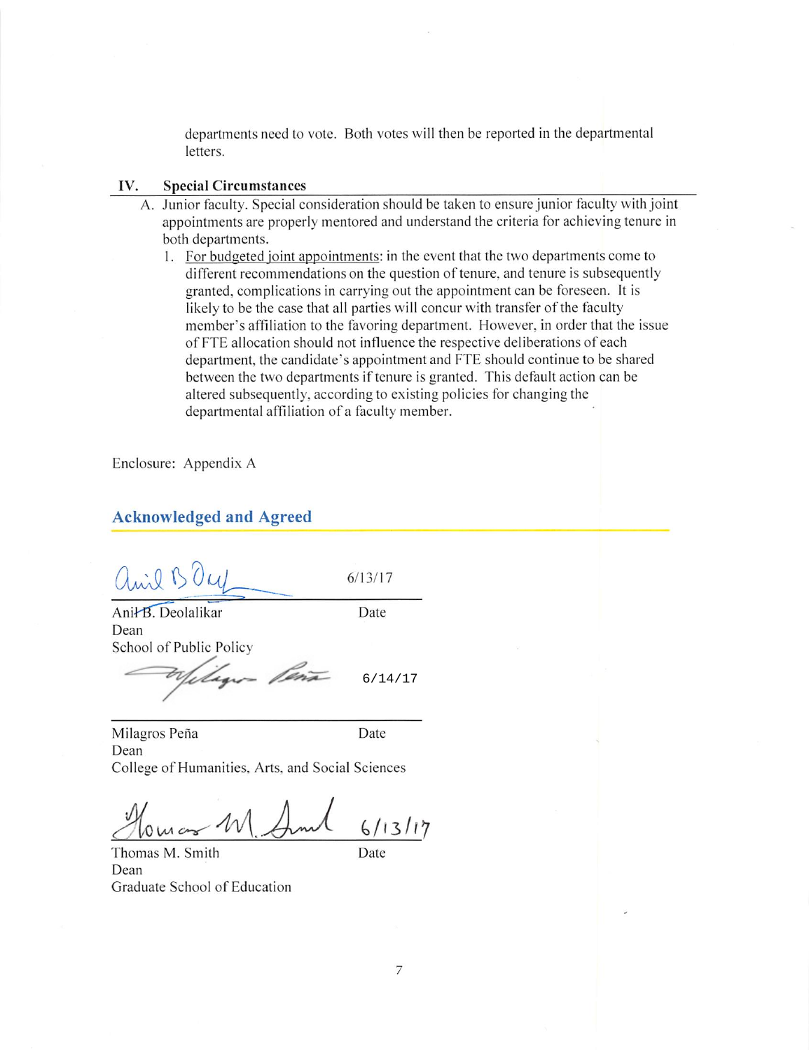departments need to vote. Both votes will then be reported in the departmental letters.

## IV. Special Circumstances

A. Junior faculty. Special consideration should be taken to ensure junior faculty with joint appointments are properly mentored and understand the criteria for achieving tenure in both departments.

1. For budgeted joint appointments: in the event that the two departments come to different recommendations on the question of tenure, and tenure is subsequently granted, complications in carrying out the appointment can be foreseen. It is likely to be the case that all parties will concur with transfer of the faculty member's affiliation to the favoring department. However, in order that the issue of FTE allocation should not influence the respective deliberations of each department, the candidate's appointment and FTE should continue to be shared between the two departments if tenure is granted. This default action can be altered subsequently, according to existing policies for changing the departmental affiliation of a faculty member.

Enclosure: Appendix A

## Acknowledged and Agreed

Anil B. Deolalikar — Date: 6/13/17
Dean
School of Public Policy

Milagros Peña — Date: 6/14/17
Dean
College of Humanities, Arts, and Social Sciences

Thomas M. Smith — Date: 6/13/17
Dean
Graduate School of Education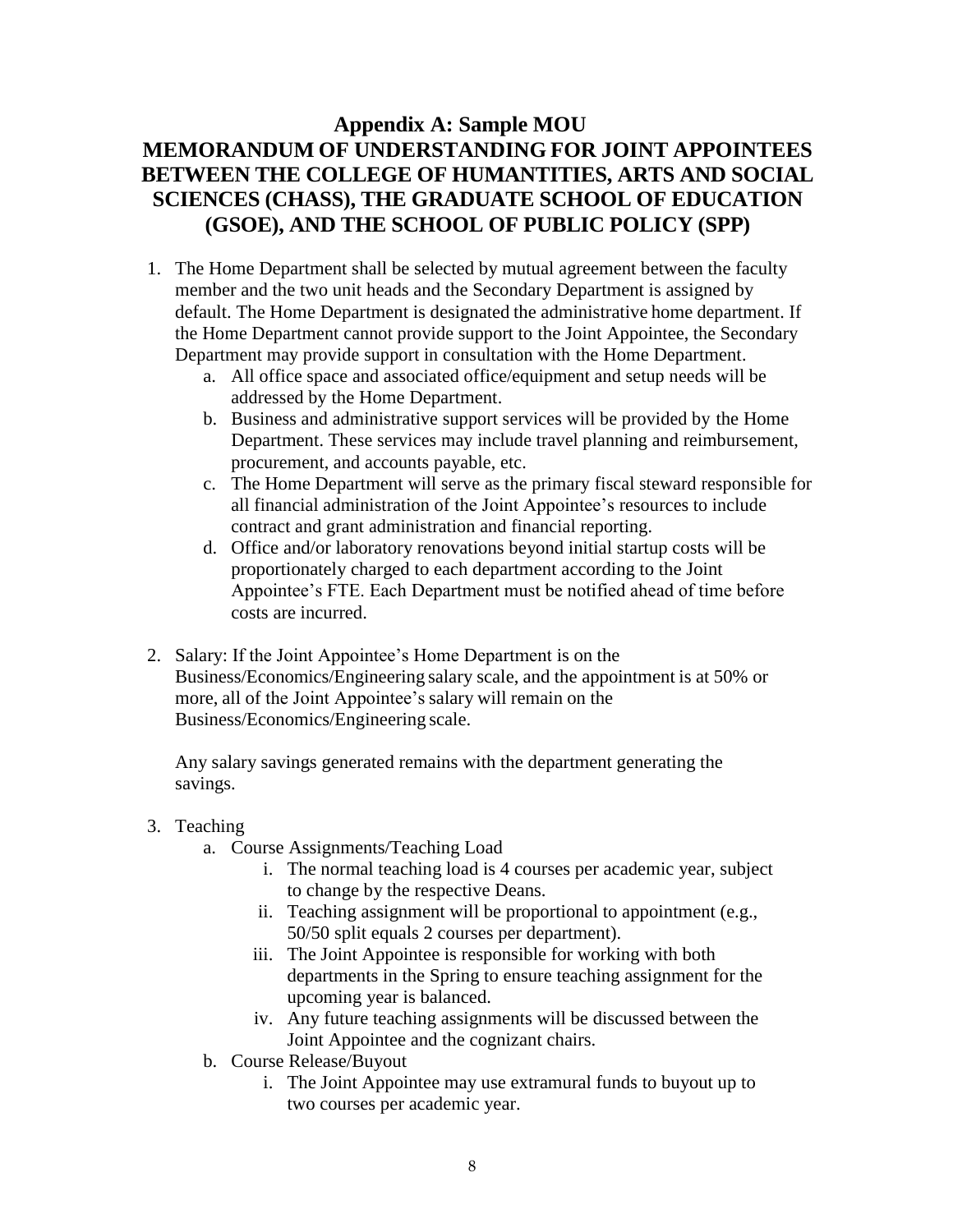## Appendix A: Sample MOU

## MEMORANDUM OF UNDERSTANDING FOR JOINT APPOINTEES BETWEEN THE COLLEGE OF HUMANTITIES, ARTS AND SOCIAL SCIENCES (CHASS), THE GRADUATE SCHOOL OF EDUCATION (GSOE), AND THE SCHOOL OF PUBLIC POLICY (SPP)

1. The Home Department shall be selected by mutual agreement between the faculty member and the two unit heads and the Secondary Department is assigned by default. The Home Department is designated the administrative home department. If the Home Department cannot provide support to the Joint Appointee, the Secondary Department may provide support in consultation with the Home Department.
   a. All office space and associated office/equipment and setup needs will be addressed by the Home Department.
   b. Business and administrative support services will be provided by the Home Department. These services may include travel planning and reimbursement, procurement, and accounts payable, etc.
   c. The Home Department will serve as the primary fiscal steward responsible for all financial administration of the Joint Appointee's resources to include contract and grant administration and financial reporting.
   d. Office and/or laboratory renovations beyond initial startup costs will be proportionately charged to each department according to the Joint Appointee's FTE. Each Department must be notified ahead of time before costs are incurred.

2. Salary: If the Joint Appointee's Home Department is on the Business/Economics/Engineering salary scale, and the appointment is at 50% or more, all of the Joint Appointee's salary will remain on the Business/Economics/Engineering scale.

   Any salary savings generated remains with the department generating the savings.

3. Teaching
   a. Course Assignments/Teaching Load
      i. The normal teaching load is 4 courses per academic year, subject to change by the respective Deans.
      ii. Teaching assignment will be proportional to appointment (e.g., 50/50 split equals 2 courses per department).
      iii. The Joint Appointee is responsible for working with both departments in the Spring to ensure teaching assignment for the upcoming year is balanced.
      iv. Any future teaching assignments will be discussed between the Joint Appointee and the cognizant chairs.
   b. Course Release/Buyout
      i. The Joint Appointee may use extramural funds to buyout up to two courses per academic year.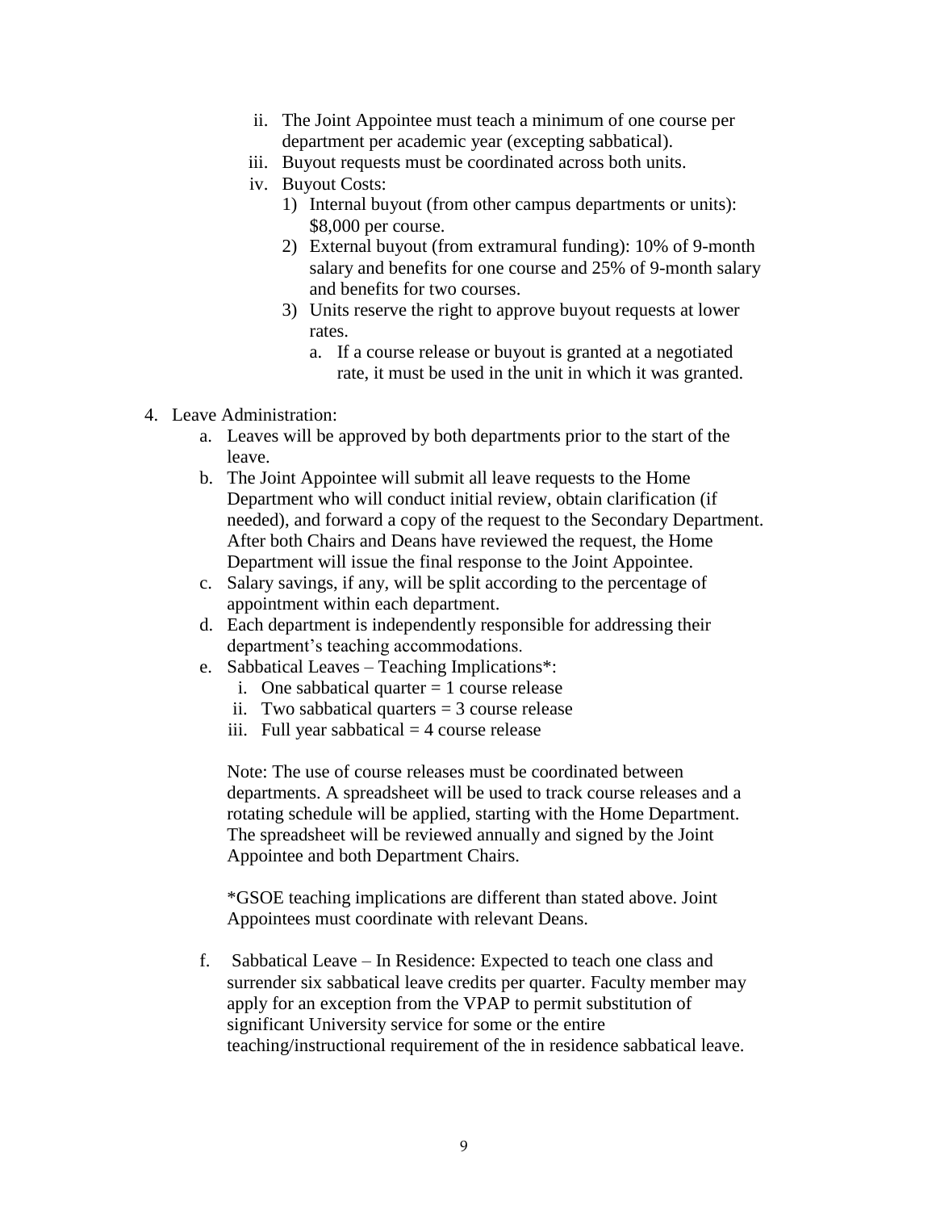ii. The Joint Appointee must teach a minimum of one course per department per academic year (excepting sabbatical).
   iii. Buyout requests must be coordinated across both units.
   iv. Buyout Costs:
      1) Internal buyout (from other campus departments or units): $8,000 per course.
      2) External buyout (from extramural funding): 10% of 9-month salary and benefits for one course and 25% of 9-month salary and benefits for two courses.
      3) Units reserve the right to approve buyout requests at lower rates.
         a. If a course release or buyout is granted at a negotiated rate, it must be used in the unit in which it was granted.

4. Leave Administration:
   a. Leaves will be approved by both departments prior to the start of the leave.
   b. The Joint Appointee will submit all leave requests to the Home Department who will conduct initial review, obtain clarification (if needed), and forward a copy of the request to the Secondary Department. After both Chairs and Deans have reviewed the request, the Home Department will issue the final response to the Joint Appointee.
   c. Salary savings, if any, will be split according to the percentage of appointment within each department.
   d. Each department is independently responsible for addressing their department's teaching accommodations.
   e. Sabbatical Leaves – Teaching Implications*:
      i. One sabbatical quarter = 1 course release
      ii. Two sabbatical quarters = 3 course release
      iii. Full year sabbatical = 4 course release

      Note: The use of course releases must be coordinated between departments. A spreadsheet will be used to track course releases and a rotating schedule will be applied, starting with the Home Department. The spreadsheet will be reviewed annually and signed by the Joint Appointee and both Department Chairs.

      *GSOE teaching implications are different than stated above. Joint Appointees must coordinate with relevant Deans.

   f. Sabbatical Leave – In Residence: Expected to teach one class and surrender six sabbatical leave credits per quarter. Faculty member may apply for an exception from the VPAP to permit substitution of significant University service for some or the entire teaching/instructional requirement of the in residence sabbatical leave.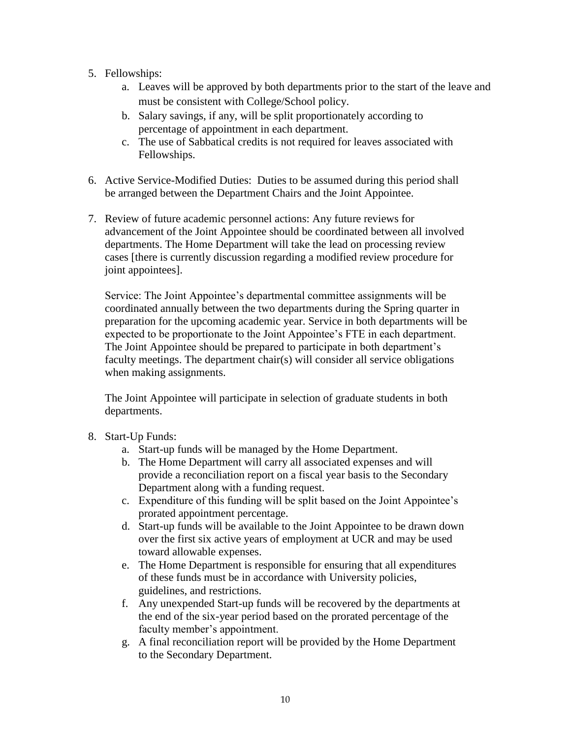5. Fellowships:
    a. Leaves will be approved by both departments prior to the start of the leave and must be consistent with College/School policy.
    b. Salary savings, if any, will be split proportionately according to percentage of appointment in each department.
    c. The use of Sabbatical credits is not required for leaves associated with Fellowships.

6. Active Service-Modified Duties: Duties to be assumed during this period shall be arranged between the Department Chairs and the Joint Appointee.

7. Review of future academic personnel actions: Any future reviews for advancement of the Joint Appointee should be coordinated between all involved departments. The Home Department will take the lead on processing review cases [there is currently discussion regarding a modified review procedure for joint appointees].

   Service: The Joint Appointee's departmental committee assignments will be coordinated annually between the two departments during the Spring quarter in preparation for the upcoming academic year. Service in both departments will be expected to be proportionate to the Joint Appointee's FTE in each department. The Joint Appointee should be prepared to participate in both department's faculty meetings. The department chair(s) will consider all service obligations when making assignments.

   The Joint Appointee will participate in selection of graduate students in both departments.

8. Start-Up Funds:
    a. Start-up funds will be managed by the Home Department.
    b. The Home Department will carry all associated expenses and will provide a reconciliation report on a fiscal year basis to the Secondary Department along with a funding request.
    c. Expenditure of this funding will be split based on the Joint Appointee's prorated appointment percentage.
    d. Start-up funds will be available to the Joint Appointee to be drawn down over the first six active years of employment at UCR and may be used toward allowable expenses.
    e. The Home Department is responsible for ensuring that all expenditures of these funds must be in accordance with University policies, guidelines, and restrictions.
    f. Any unexpended Start-up funds will be recovered by the departments at the end of the six-year period based on the prorated percentage of the faculty member's appointment.
    g. A final reconciliation report will be provided by the Home Department to the Secondary Department.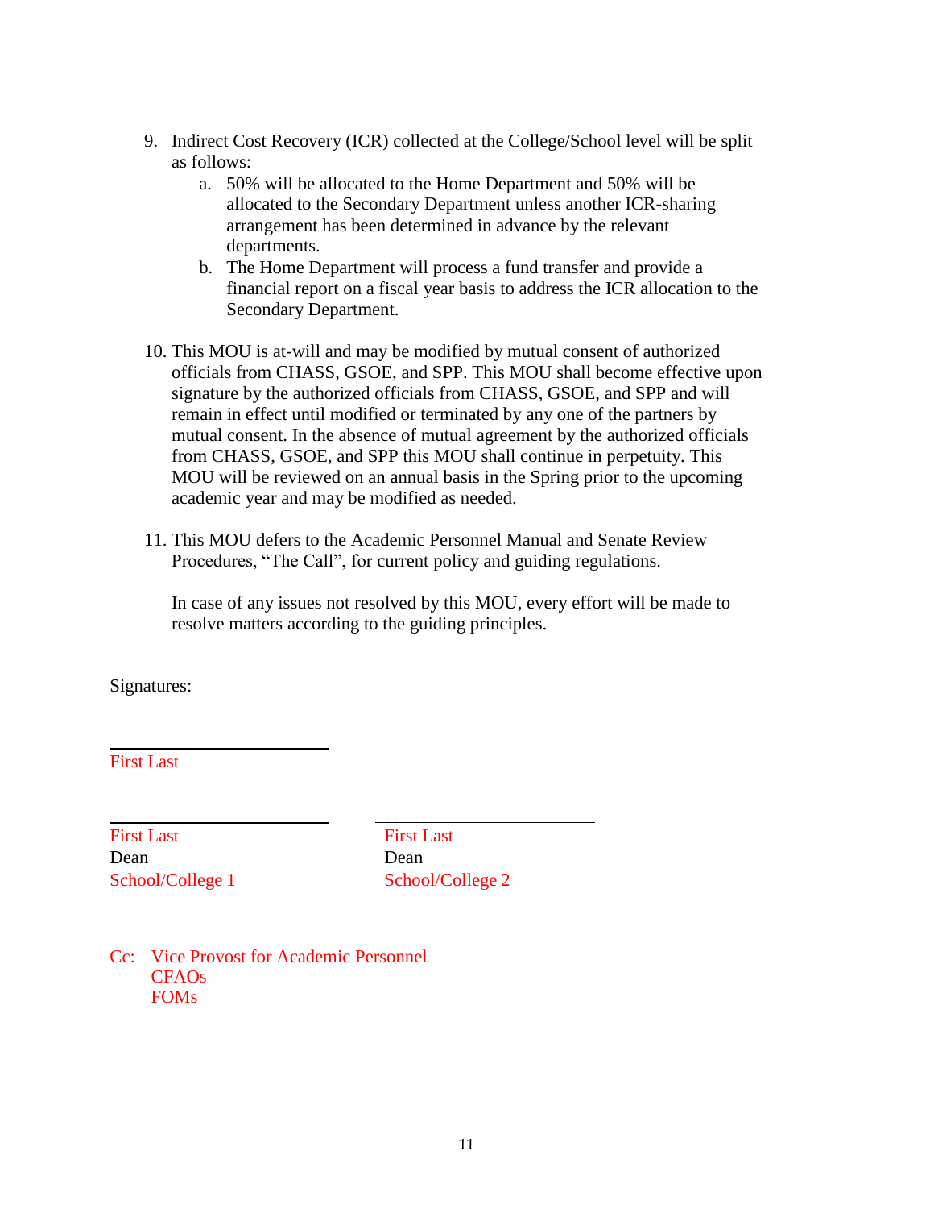9. Indirect Cost Recovery (ICR) collected at the College/School level will be split as follows:
    a. 50% will be allocated to the Home Department and 50% will be allocated to the Secondary Department unless another ICR-sharing arrangement has been determined in advance by the relevant departments.
    b. The Home Department will process a fund transfer and provide a financial report on a fiscal year basis to address the ICR allocation to the Secondary Department.

10. This MOU is at-will and may be modified by mutual consent of authorized officials from CHASS, GSOE, and SPP. This MOU shall become effective upon signature by the authorized officials from CHASS, GSOE, and SPP and will remain in effect until modified or terminated by any one of the partners by mutual consent. In the absence of mutual agreement by the authorized officials from CHASS, GSOE, and SPP this MOU shall continue in perpetuity. This MOU will be reviewed on an annual basis in the Spring prior to the upcoming academic year and may be modified as needed.

11. This MOU defers to the Academic Personnel Manual and Senate Review Procedures, "The Call", for current policy and guiding regulations.

    In case of any issues not resolved by this MOU, every effort will be made to resolve matters according to the guiding principles.

Signatures:

\_\_\_\_\_\_\_\_\_\_\_\_\_\_\_\_\_\_\_\_\_\_\_\_
First Last

\_\_\_\_\_\_\_\_\_\_\_\_\_\_\_\_\_\_\_\_\_\_\_\_
First Last
Dean
School/College 1

\_\_\_\_\_\_\_\_\_\_\_\_\_\_\_\_\_\_\_\_\_\_\_\_
First Last
Dean
School/College 2

Cc: Vice Provost for Academic Personnel
CFAOs
FOMs